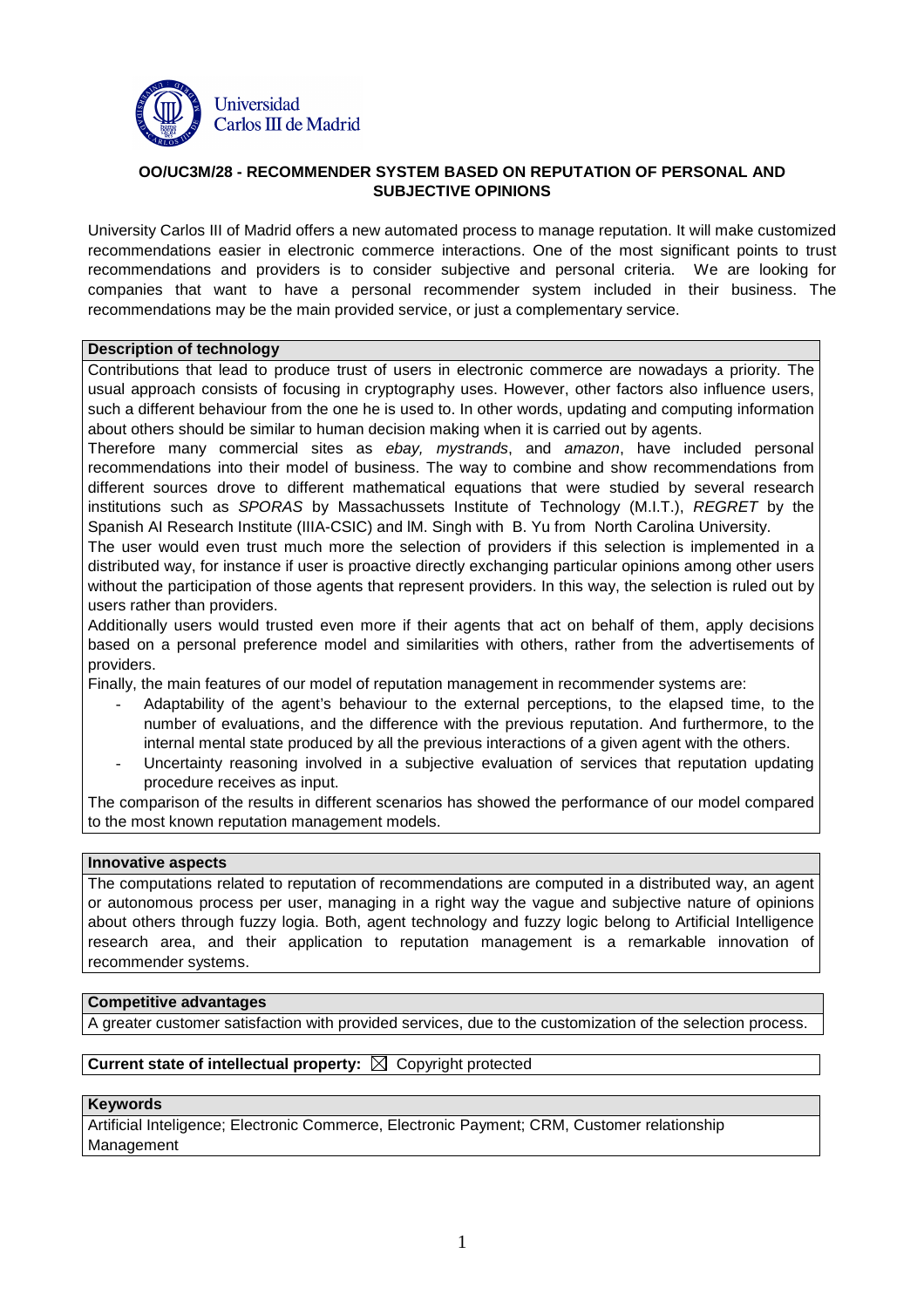# OO/UC3M/28 - RECOMMENDER SYSTEM BASED ON REPUTATION OF PERSONAL AND SUBJECTIVE OPINIONS

University Carlos III of Madrid offers a new automated process to manage reputation. It will make customized recommendations easier in electronic commerce interactions. One of the most significant points to trust recommendations and providers is to consider subjective and personal criteria. We are looking for companies that want to have a personal recommender system included in their business. The recommendations may be the main provided service, or just a complementary service.

## Description of technology

Contributions that lead to produce trust of users in electronic commerce are nowadays a priority. The usual approach consists of focusing in cryptography uses. However, other factors also influence users, such a different behaviour from the one he is used to. In other words, updating and computing information about others should be similar to human decision making when it is carried out by agents.

Therefore many commercial sites as *ebay, mystrands*, and *amazon*, have included personal recommendations into their model of business. The way to combine and show recommendations from different sources drove to different mathematical equations that were studied by several research institutions such as *SPORAS* by Massachussets Institute of Technology (M.I.T.), *REGRET* by the Spanish AI Research Institute (IIIA-CSIC) and lM. Singh with B. Yu from North Carolina University.

The user would even trust much more the selection of providers if this selection is implemented in a distributed way, for instance if user is proactive directly exchanging particular opinions among other users without the participation of those agents that represent providers. In this way, the selection is ruled out by users rather than providers.

Additionally users would trusted even more if their agents that act on behalf of them, apply decisions based on a personal preference model and similarities with others, rather from the advertisements of providers.

Finally, the main features of our model of reputation management in recommender systems are:

- Adaptability of the agent's behaviour to the external perceptions, to the elapsed time, to the number of evaluations, and the difference with the previous reputation. And furthermore, to the internal mental state produced by all the previous interactions of a given agent with the others.
- Uncertainty reasoning involved in a subjective evaluation of services that reputation updating procedure receives as input.

The comparison of the results in different scenarios has showed the performance of our model compared to the most known reputation management models.

## Innovative aspects

The computations related to reputation of recommendations are computed in a distributed way, an agent or autonomous process per user, managing in a right way the vague and subjective nature of opinions about others through fuzzy logia. Both, agent technology and fuzzy logic belong to Artificial Intelligence research area, and their application to reputation management is a remarkable innovation of recommender systems.

## Competitive advantages

A greater customer satisfaction with provided services, due to the customization of the selection process.

## Current state of intellectual property: ☒ Copyright protected

## Keywords

Artificial Inteligence; Electronic Commerce, Electronic Payment; CRM, Customer relationship Management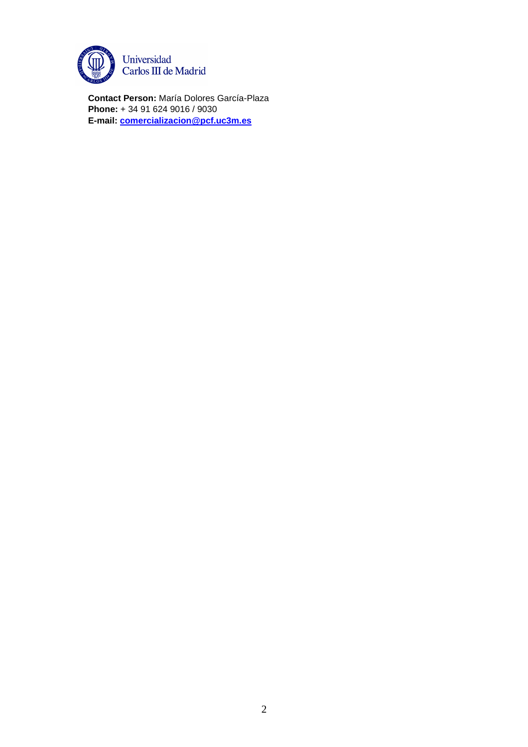Universidad Carlos III de Madrid

**Contact Person:** María Dolores García-Plaza
**Phone:** + 34 91 624 9016 / 9030
**E-mail:** comercializacion@pcf.uc3m.es